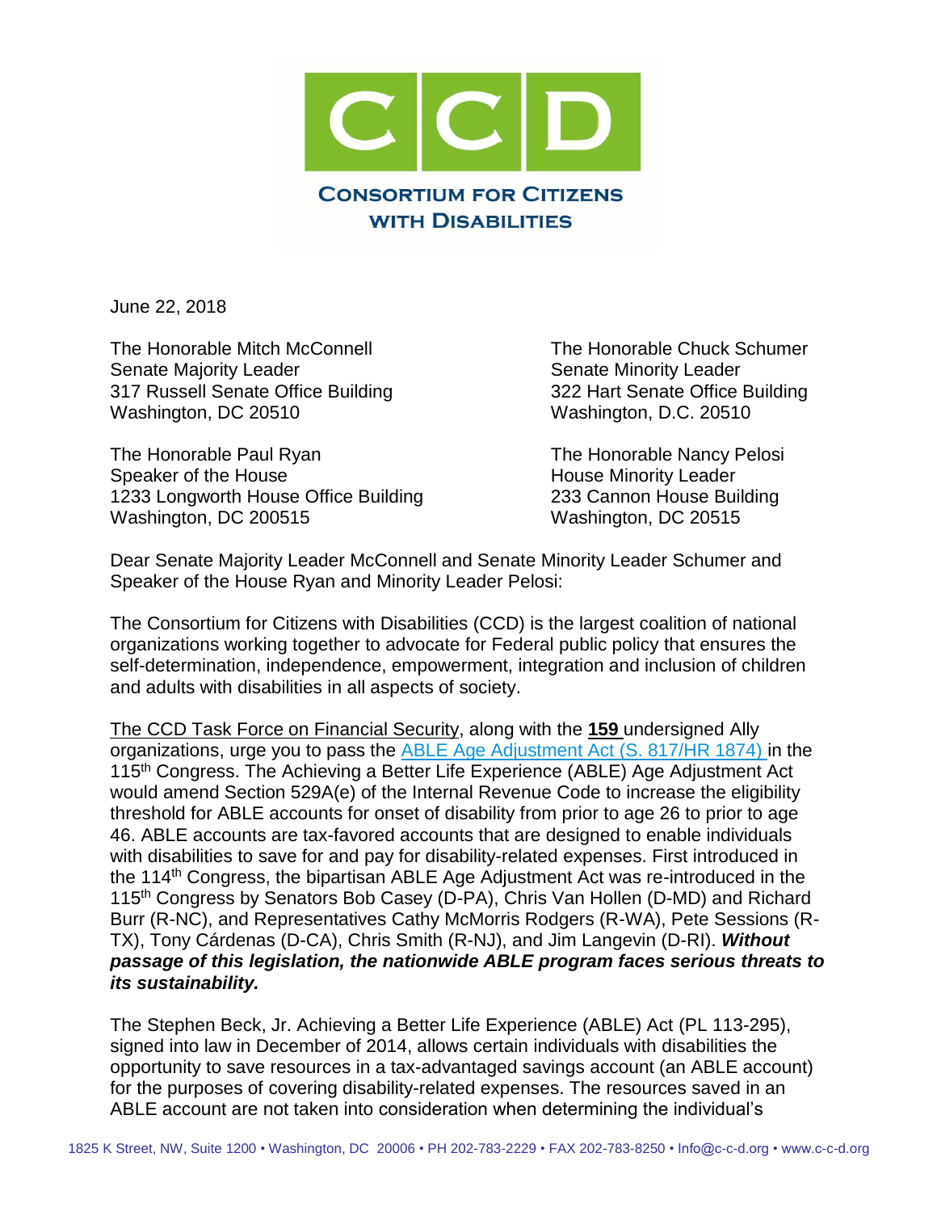# CCD

## Consortium for Citizens with Disabilities

June 22, 2018

The Honorable Mitch McConnell
Senate Majority Leader
317 Russell Senate Office Building
Washington, DC 20510

The Honorable Chuck Schumer
Senate Minority Leader
322 Hart Senate Office Building
Washington, D.C. 20510

The Honorable Paul Ryan
Speaker of the House
1233 Longworth House Office Building
Washington, DC 200515

The Honorable Nancy Pelosi
House Minority Leader
233 Cannon House Building
Washington, DC 20515

Dear Senate Majority Leader McConnell and Senate Minority Leader Schumer and Speaker of the House Ryan and Minority Leader Pelosi:

The Consortium for Citizens with Disabilities (CCD) is the largest coalition of national organizations working together to advocate for Federal public policy that ensures the self-determination, independence, empowerment, integration and inclusion of children and adults with disabilities in all aspects of society.

The CCD Task Force on Financial Security, along with the **159** undersigned Ally organizations, urge you to pass the ABLE Age Adjustment Act (S. 817/HR 1874) in the 115th Congress. The Achieving a Better Life Experience (ABLE) Age Adjustment Act would amend Section 529A(e) of the Internal Revenue Code to increase the eligibility threshold for ABLE accounts for onset of disability from prior to age 26 to prior to age 46. ABLE accounts are tax-favored accounts that are designed to enable individuals with disabilities to save for and pay for disability-related expenses. First introduced in the 114th Congress, the bipartisan ABLE Age Adjustment Act was re-introduced in the 115th Congress by Senators Bob Casey (D-PA), Chris Van Hollen (D-MD) and Richard Burr (R-NC), and Representatives Cathy McMorris Rodgers (R-WA), Pete Sessions (R-TX), Tony Cárdenas (D-CA), Chris Smith (R-NJ), and Jim Langevin (D-RI). ***Without passage of this legislation, the nationwide ABLE program faces serious threats to its sustainability.***

The Stephen Beck, Jr. Achieving a Better Life Experience (ABLE) Act (PL 113-295), signed into law in December of 2014, allows certain individuals with disabilities the opportunity to save resources in a tax-advantaged savings account (an ABLE account) for the purposes of covering disability-related expenses. The resources saved in an ABLE account are not taken into consideration when determining the individual's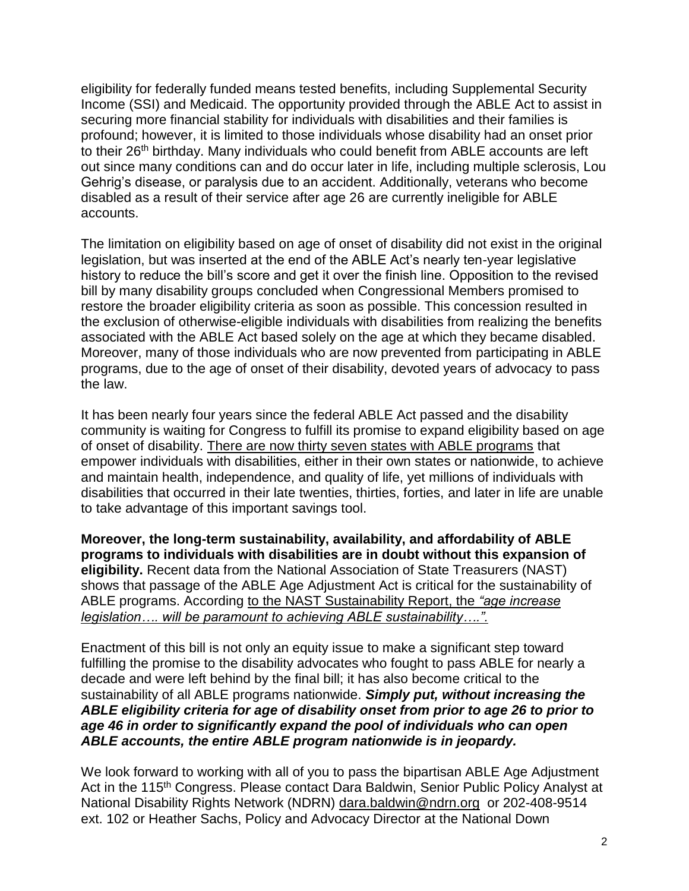eligibility for federally funded means tested benefits, including Supplemental Security Income (SSI) and Medicaid. The opportunity provided through the ABLE Act to assist in securing more financial stability for individuals with disabilities and their families is profound; however, it is limited to those individuals whose disability had an onset prior to their 26th birthday. Many individuals who could benefit from ABLE accounts are left out since many conditions can and do occur later in life, including multiple sclerosis, Lou Gehrig's disease, or paralysis due to an accident. Additionally, veterans who become disabled as a result of their service after age 26 are currently ineligible for ABLE accounts.

The limitation on eligibility based on age of onset of disability did not exist in the original legislation, but was inserted at the end of the ABLE Act's nearly ten-year legislative history to reduce the bill's score and get it over the finish line. Opposition to the revised bill by many disability groups concluded when Congressional Members promised to restore the broader eligibility criteria as soon as possible. This concession resulted in the exclusion of otherwise-eligible individuals with disabilities from realizing the benefits associated with the ABLE Act based solely on the age at which they became disabled. Moreover, many of those individuals who are now prevented from participating in ABLE programs, due to the age of onset of their disability, devoted years of advocacy to pass the law.

It has been nearly four years since the federal ABLE Act passed and the disability community is waiting for Congress to fulfill its promise to expand eligibility based on age of onset of disability. There are now thirty seven states with ABLE programs that empower individuals with disabilities, either in their own states or nationwide, to achieve and maintain health, independence, and quality of life, yet millions of individuals with disabilities that occurred in their late twenties, thirties, forties, and later in life are unable to take advantage of this important savings tool.

**Moreover, the long-term sustainability, availability, and affordability of ABLE programs to individuals with disabilities are in doubt without this expansion of eligibility.** Recent data from the National Association of State Treasurers (NAST) shows that passage of the ABLE Age Adjustment Act is critical for the sustainability of ABLE programs. According to the NAST Sustainability Report, the *"age increase legislation…. will be paramount to achieving ABLE sustainability….".*

Enactment of this bill is not only an equity issue to make a significant step toward fulfilling the promise to the disability advocates who fought to pass ABLE for nearly a decade and were left behind by the final bill; it has also become critical to the sustainability of all ABLE programs nationwide. ***Simply put, without increasing the ABLE eligibility criteria for age of disability onset from prior to age 26 to prior to age 46 in order to significantly expand the pool of individuals who can open ABLE accounts, the entire ABLE program nationwide is in jeopardy.***

We look forward to working with all of you to pass the bipartisan ABLE Age Adjustment Act in the 115th Congress. Please contact Dara Baldwin, Senior Public Policy Analyst at National Disability Rights Network (NDRN) dara.baldwin@ndrn.org or 202-408-9514 ext. 102 or Heather Sachs, Policy and Advocacy Director at the National Down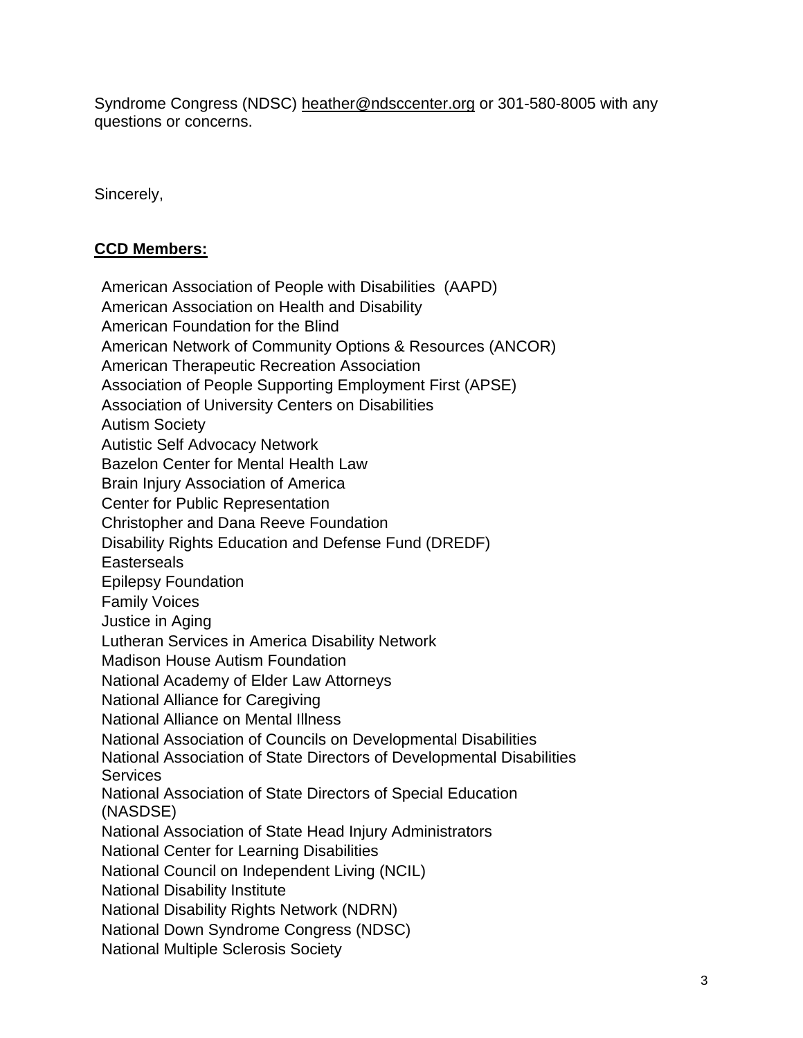Syndrome Congress (NDSC) heather@ndsccenter.org or 301-580-8005 with any questions or concerns.

Sincerely,

**CCD Members:**

American Association of People with Disabilities (AAPD)
American Association on Health and Disability
American Foundation for the Blind
American Network of Community Options & Resources (ANCOR)
American Therapeutic Recreation Association
Association of People Supporting Employment First (APSE)
Association of University Centers on Disabilities
Autism Society
Autistic Self Advocacy Network
Bazelon Center for Mental Health Law
Brain Injury Association of America
Center for Public Representation
Christopher and Dana Reeve Foundation
Disability Rights Education and Defense Fund (DREDF)
Easterseals
Epilepsy Foundation
Family Voices
Justice in Aging
Lutheran Services in America Disability Network
Madison House Autism Foundation
National Academy of Elder Law Attorneys
National Alliance for Caregiving
National Alliance on Mental Illness
National Association of Councils on Developmental Disabilities
National Association of State Directors of Developmental Disabilities Services
National Association of State Directors of Special Education (NASDSE)
National Association of State Head Injury Administrators
National Center for Learning Disabilities
National Council on Independent Living (NCIL)
National Disability Institute
National Disability Rights Network (NDRN)
National Down Syndrome Congress (NDSC)
National Multiple Sclerosis Society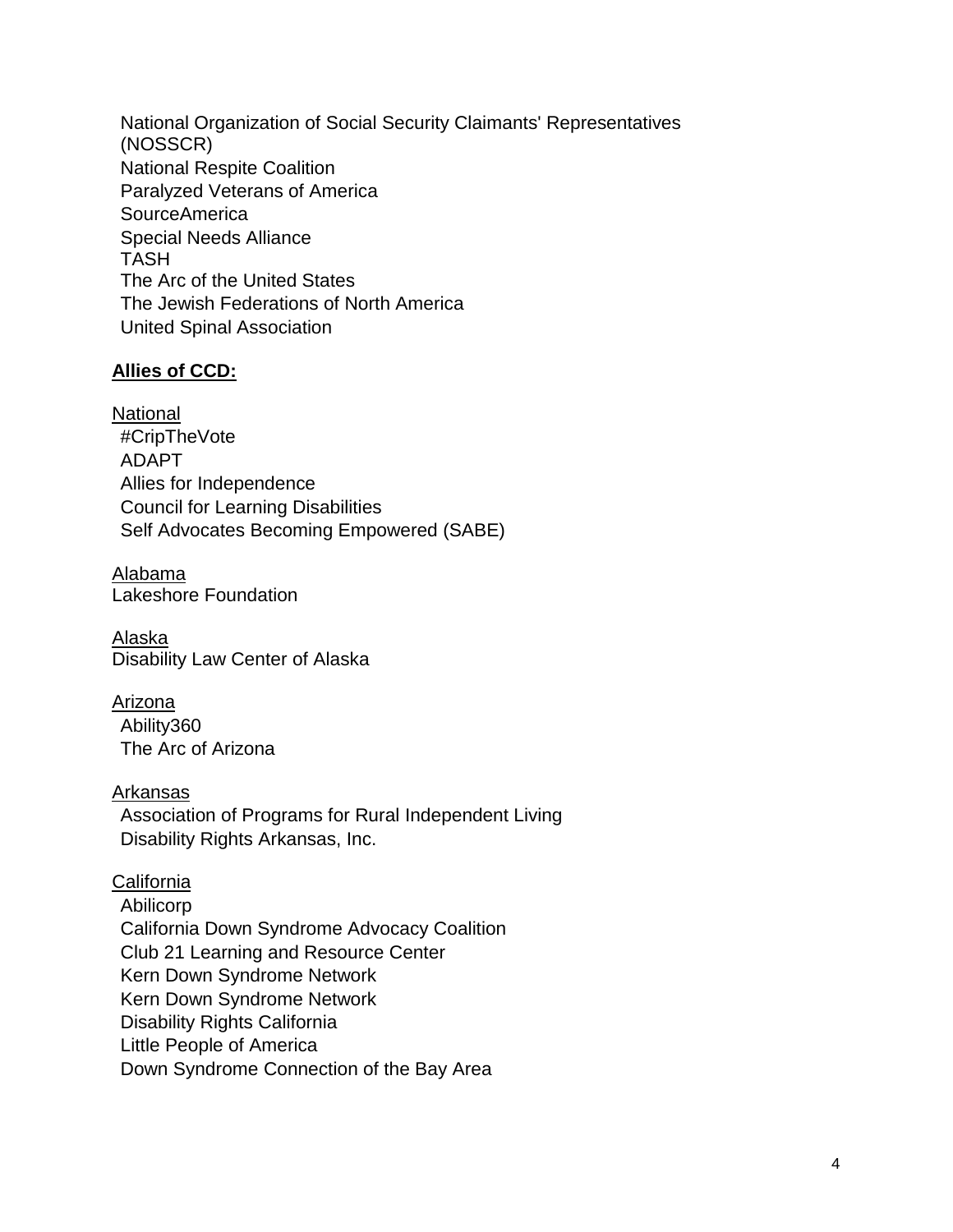National Organization of Social Security Claimants' Representatives (NOSSCR)
National Respite Coalition
Paralyzed Veterans of America
SourceAmerica
Special Needs Alliance
TASH
The Arc of the United States
The Jewish Federations of North America
United Spinal Association

**Allies of CCD:**

National
#CripTheVote
ADAPT
Allies for Independence
Council for Learning Disabilities
Self Advocates Becoming Empowered (SABE)

Alabama
Lakeshore Foundation

Alaska
Disability Law Center of Alaska

Arizona
Ability360
The Arc of Arizona

Arkansas
Association of Programs for Rural Independent Living
Disability Rights Arkansas, Inc.

California
Abilicorp
California Down Syndrome Advocacy Coalition
Club 21 Learning and Resource Center
Kern Down Syndrome Network
Kern Down Syndrome Network
Disability Rights California
Little People of America
Down Syndrome Connection of the Bay Area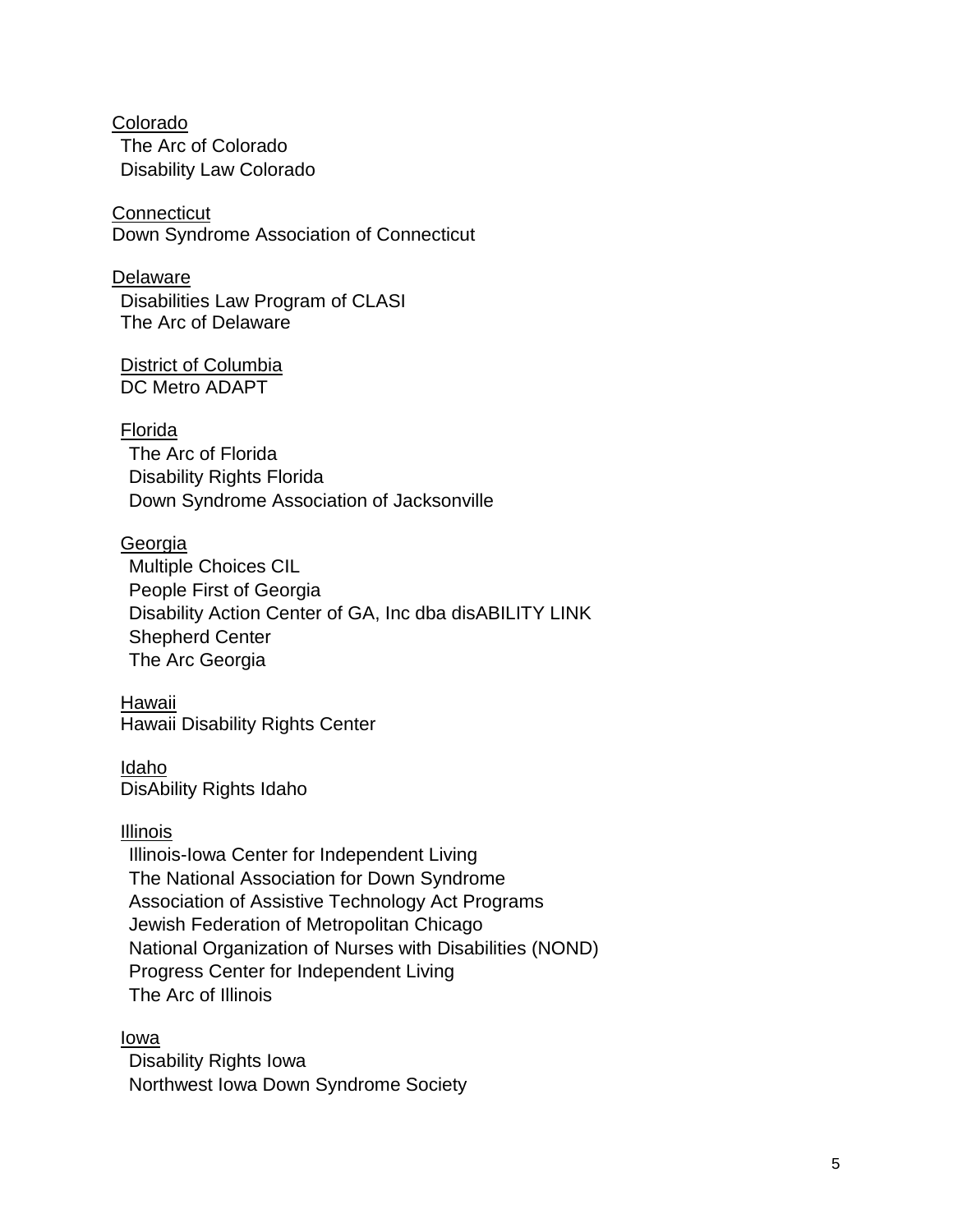Colorado

The Arc of Colorado
Disability Law Colorado

Connecticut

Down Syndrome Association of Connecticut

Delaware

Disabilities Law Program of CLASI
The Arc of Delaware

District of Columbia

DC Metro ADAPT

Florida

The Arc of Florida
Disability Rights Florida
Down Syndrome Association of Jacksonville

Georgia

Multiple Choices CIL
People First of Georgia
Disability Action Center of GA, Inc dba disABILITY LINK
Shepherd Center
The Arc Georgia

Hawaii

Hawaii Disability Rights Center

Idaho

DisAbility Rights Idaho

Illinois

Illinois-Iowa Center for Independent Living
The National Association for Down Syndrome
Association of Assistive Technology Act Programs
Jewish Federation of Metropolitan Chicago
National Organization of Nurses with Disabilities (NOND)
Progress Center for Independent Living
The Arc of Illinois

Iowa

Disability Rights Iowa
Northwest Iowa Down Syndrome Society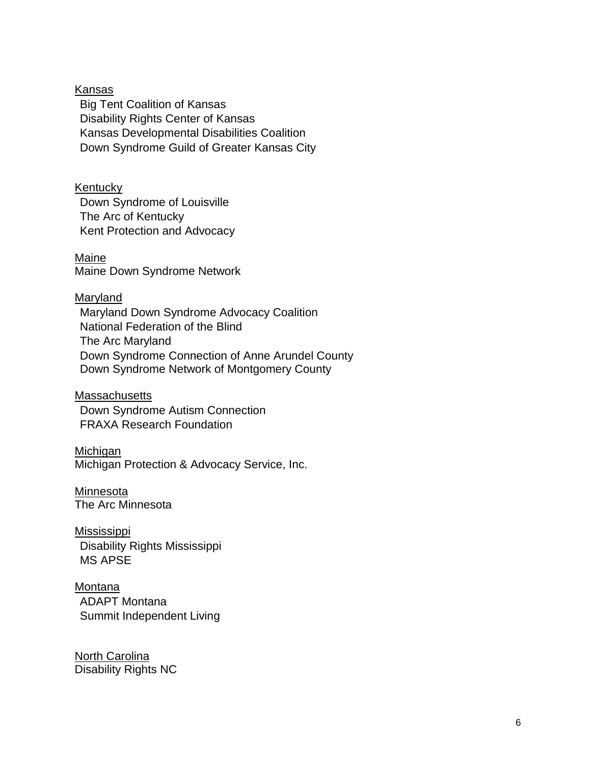Kansas

Big Tent Coalition of Kansas
Disability Rights Center of Kansas
Kansas Developmental Disabilities Coalition
Down Syndrome Guild of Greater Kansas City

Kentucky

Down Syndrome of Louisville
The Arc of Kentucky
Kent Protection and Advocacy

Maine

Maine Down Syndrome Network

Maryland

Maryland Down Syndrome Advocacy Coalition
National Federation of the Blind
The Arc Maryland
Down Syndrome Connection of Anne Arundel County
Down Syndrome Network of Montgomery County

Massachusetts

Down Syndrome Autism Connection
FRAXA Research Foundation

Michigan

Michigan Protection & Advocacy Service, Inc.

Minnesota

The Arc Minnesota

Mississippi

Disability Rights Mississippi
MS APSE

Montana

ADAPT Montana
Summit Independent Living

North Carolina

Disability Rights NC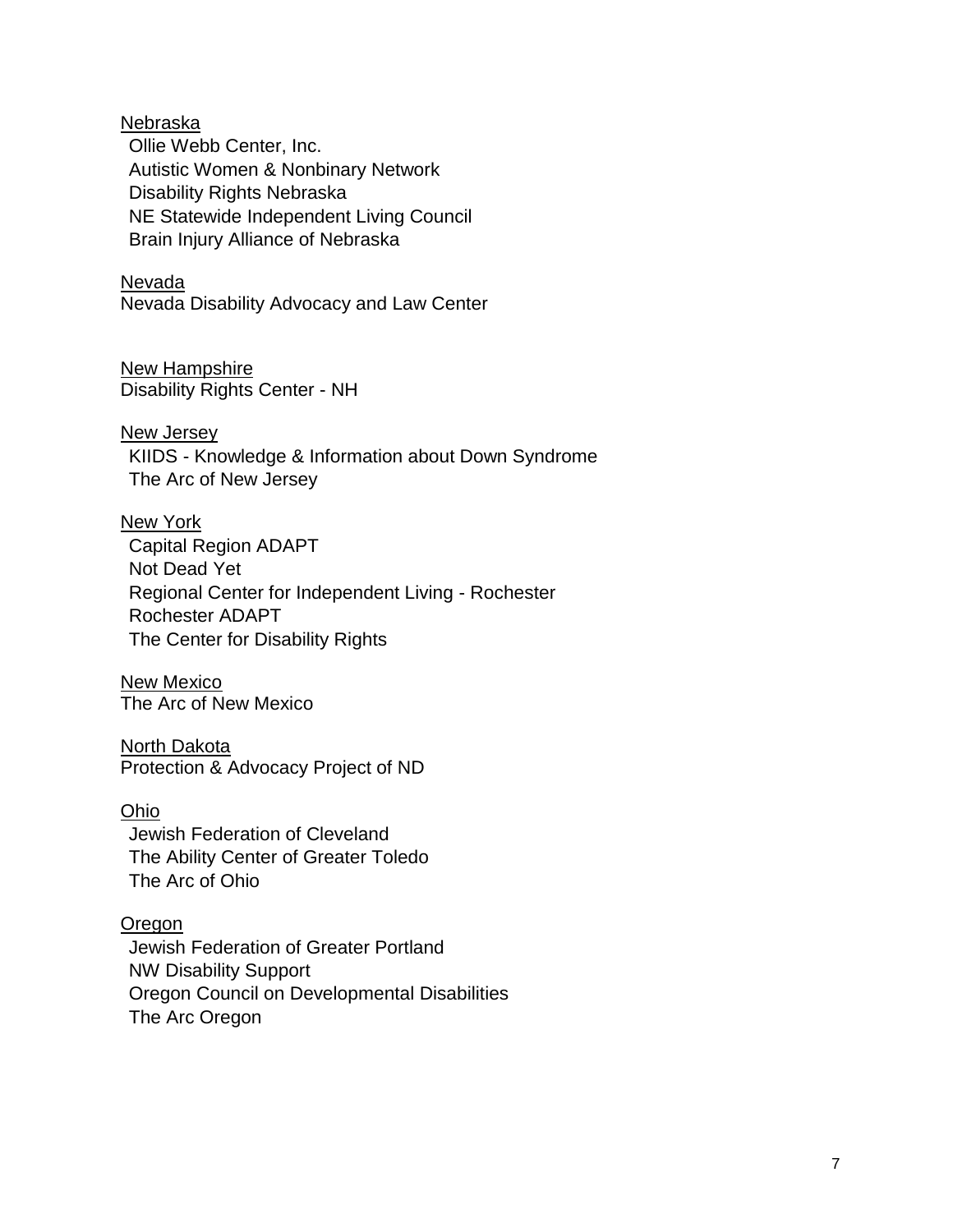<u>Nebraska</u>
Ollie Webb Center, Inc.
Autistic Women & Nonbinary Network
Disability Rights Nebraska
NE Statewide Independent Living Council
Brain Injury Alliance of Nebraska

<u>Nevada</u>
Nevada Disability Advocacy and Law Center

<u>New Hampshire</u>
Disability Rights Center - NH

<u>New Jersey</u>
KIIDS - Knowledge & Information about Down Syndrome
The Arc of New Jersey

<u>New York</u>
Capital Region ADAPT
Not Dead Yet
Regional Center for Independent Living - Rochester
Rochester ADAPT
The Center for Disability Rights

<u>New Mexico</u>
The Arc of New Mexico

<u>North Dakota</u>
Protection & Advocacy Project of ND

<u>Ohio</u>
Jewish Federation of Cleveland
The Ability Center of Greater Toledo
The Arc of Ohio

<u>Oregon</u>
Jewish Federation of Greater Portland
NW Disability Support
Oregon Council on Developmental Disabilities
The Arc Oregon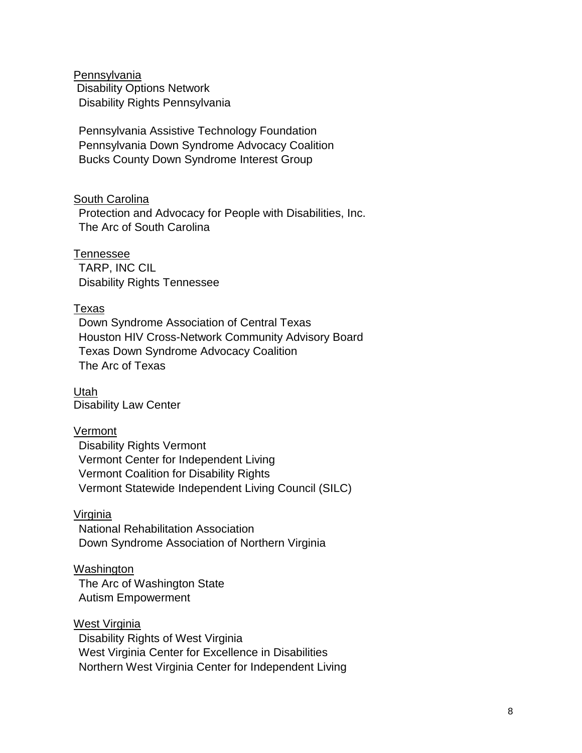<u>Pennsylvania</u>

Disability Options Network
Disability Rights Pennsylvania

Pennsylvania Assistive Technology Foundation
Pennsylvania Down Syndrome Advocacy Coalition
Bucks County Down Syndrome Interest Group

<u>South Carolina</u>

Protection and Advocacy for People with Disabilities, Inc.
The Arc of South Carolina

<u>Tennessee</u>

TARP, INC CIL
Disability Rights Tennessee

<u>Texas</u>

Down Syndrome Association of Central Texas
Houston HIV Cross-Network Community Advisory Board
Texas Down Syndrome Advocacy Coalition
The Arc of Texas

<u>Utah</u>

Disability Law Center

<u>Vermont</u>

Disability Rights Vermont
Vermont Center for Independent Living
Vermont Coalition for Disability Rights
Vermont Statewide Independent Living Council (SILC)

<u>Virginia</u>

National Rehabilitation Association
Down Syndrome Association of Northern Virginia

<u>Washington</u>

The Arc of Washington State
Autism Empowerment

<u>West Virginia</u>

Disability Rights of West Virginia
West Virginia Center for Excellence in Disabilities
Northern West Virginia Center for Independent Living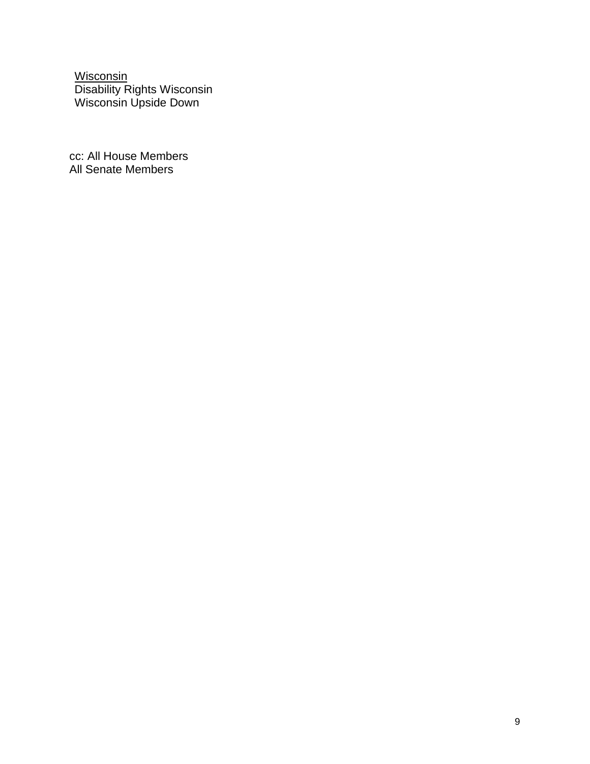<u>Wisconsin</u>
Disability Rights Wisconsin
Wisconsin Upside Down

cc: All House Members
All Senate Members